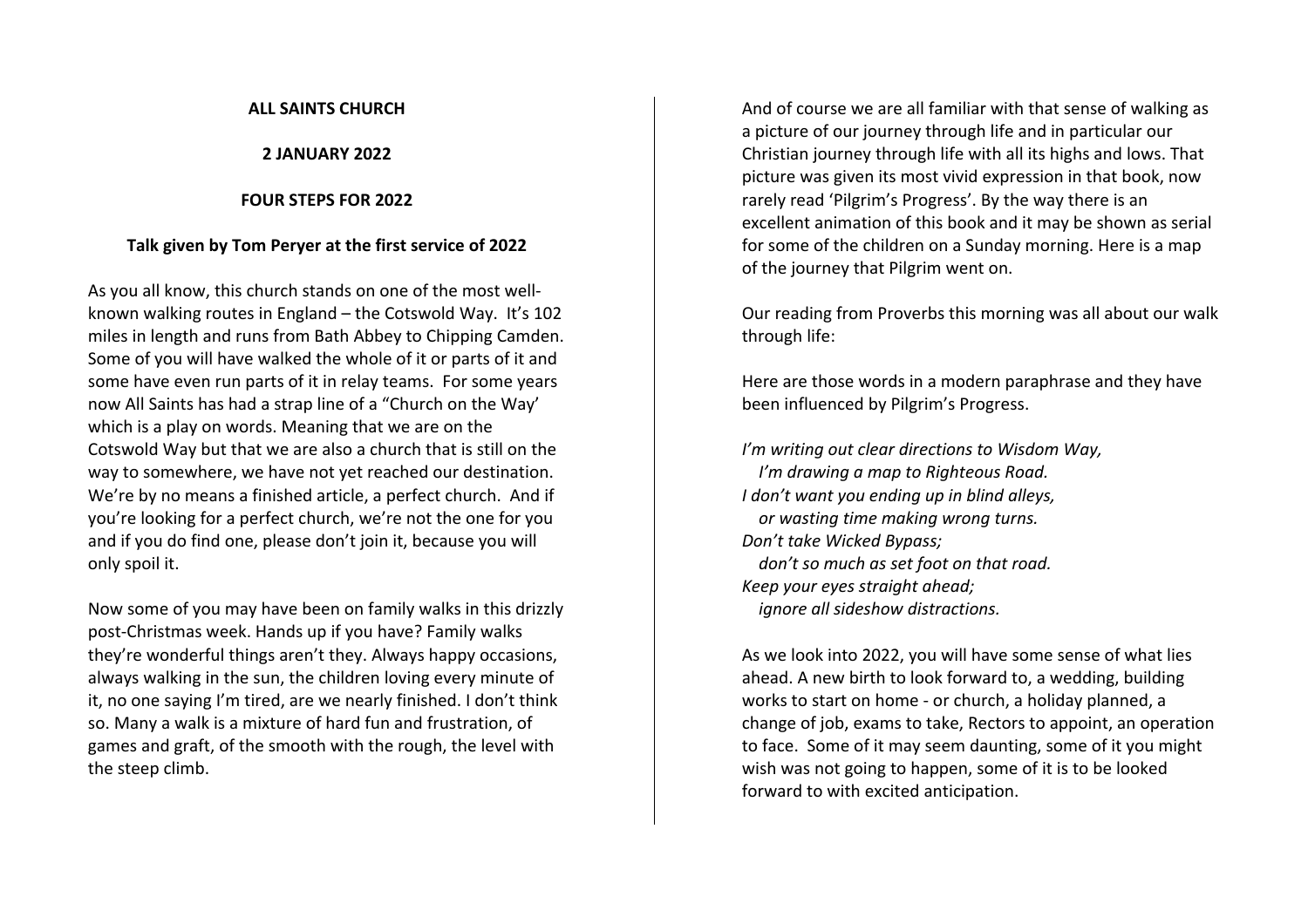**ALL SAINTS CHURCH**

**2 JANUARY 2022**

**FOUR STEPS FOR 2022**

**Talk given by Tom Peryer at the first service of 2022**

As you all know, this church stands on one of the most well-known walking routes in England – the Cotswold Way. It's 102 miles in length and runs from Bath Abbey to Chipping Camden. Some of you will have walked the whole of it or parts of it and some have even run parts of it in relay teams. For some years now All Saints has had a strap line of a "Church on the Way' which is a play on words. Meaning that we are on the Cotswold Way but that we are also a church that is still on the way to somewhere, we have not yet reached our destination. We're by no means a finished article, a perfect church. And if you're looking for a perfect church, we're not the one for you and if you do find one, please don't join it, because you will only spoil it.

Now some of you may have been on family walks in this drizzly post-Christmas week. Hands up if you have? Family walks they're wonderful things aren't they. Always happy occasions, always walking in the sun, the children loving every minute of it, no one saying I'm tired, are we nearly finished. I don't think so. Many a walk is a mixture of hard fun and frustration, of games and graft, of the smooth with the rough, the level with the steep climb.

And of course we are all familiar with that sense of walking as a picture of our journey through life and in particular our Christian journey through life with all its highs and lows. That picture was given its most vivid expression in that book, now rarely read 'Pilgrim's Progress'. By the way there is an excellent animation of this book and it may be shown as serial for some of the children on a Sunday morning. Here is a map of the journey that Pilgrim went on.

Our reading from Proverbs this morning was all about our walk through life:

Here are those words in a modern paraphrase and they have been influenced by Pilgrim's Progress.

*I'm writing out clear directions to Wisdom Way,*
*I'm drawing a map to Righteous Road.*
*I don't want you ending up in blind alleys,*
*or wasting time making wrong turns.*
*Don't take Wicked Bypass;*
*don't so much as set foot on that road.*
*Keep your eyes straight ahead;*
*ignore all sideshow distractions.*

As we look into 2022, you will have some sense of what lies ahead. A new birth to look forward to, a wedding, building works to start on home - or church, a holiday planned, a change of job, exams to take, Rectors to appoint, an operation to face. Some of it may seem daunting, some of it you might wish was not going to happen, some of it is to be looked forward to with excited anticipation.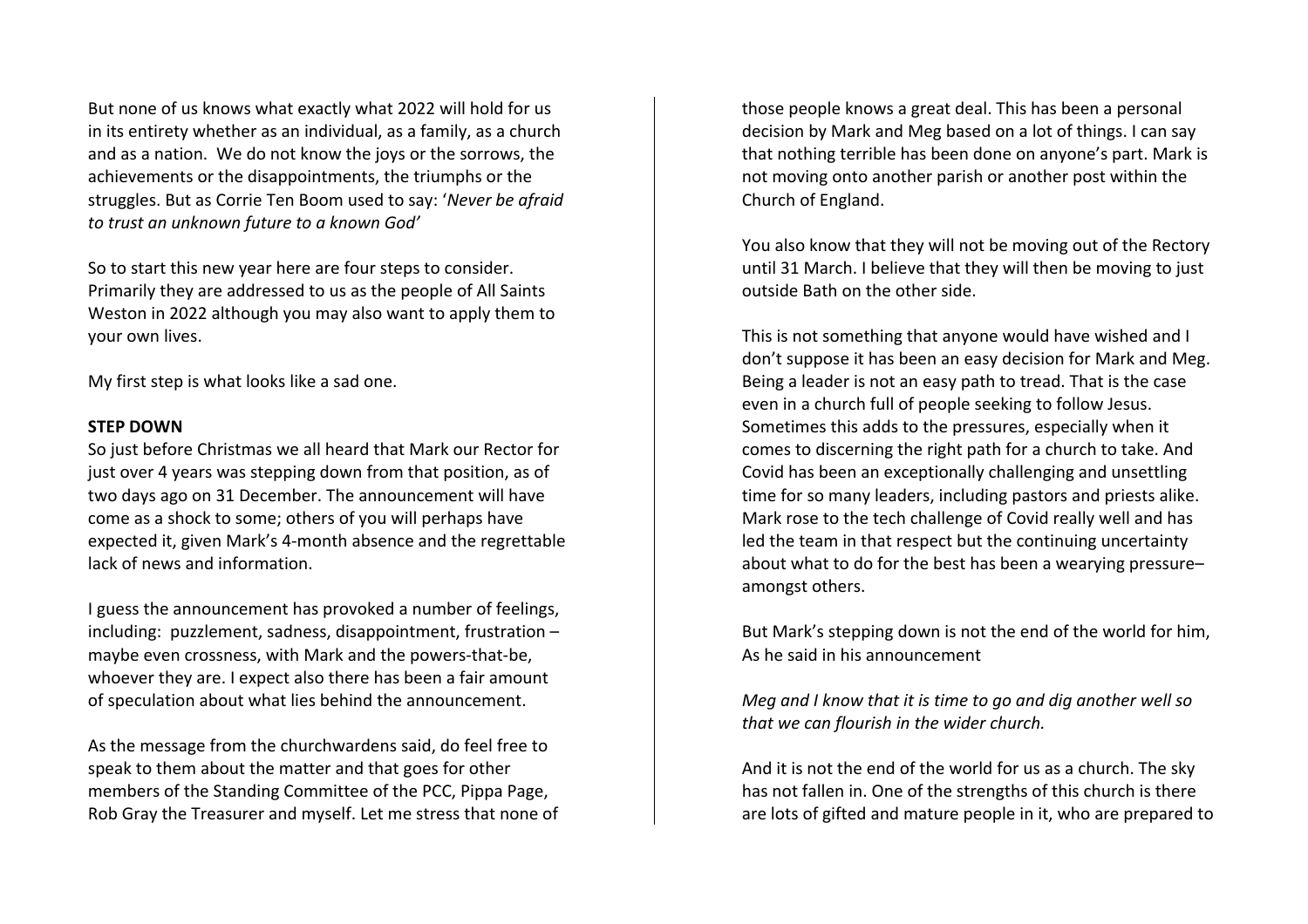But none of us knows what exactly what 2022 will hold for us in its entirety whether as an individual, as a family, as a church and as a nation.  We do not know the joys or the sorrows, the achievements or the disappointments, the triumphs or the struggles. But as Corrie Ten Boom used to say: '*Never be afraid to trust an unknown future to a known God'*

So to start this new year here are four steps to consider. Primarily they are addressed to us as the people of All Saints Weston in 2022 although you may also want to apply them to your own lives.

My first step is what looks like a sad one.

**STEP DOWN**

So just before Christmas we all heard that Mark our Rector for just over 4 years was stepping down from that position, as of two days ago on 31 December. The announcement will have come as a shock to some; others of you will perhaps have expected it, given Mark's 4-month absence and the regrettable lack of news and information.

I guess the announcement has provoked a number of feelings, including:  puzzlement, sadness, disappointment, frustration – maybe even crossness, with Mark and the powers-that-be, whoever they are. I expect also there has been a fair amount of speculation about what lies behind the announcement.

As the message from the churchwardens said, do feel free to speak to them about the matter and that goes for other members of the Standing Committee of the PCC, Pippa Page, Rob Gray the Treasurer and myself. Let me stress that none of those people knows a great deal. This has been a personal decision by Mark and Meg based on a lot of things. I can say that nothing terrible has been done on anyone's part. Mark is not moving onto another parish or another post within the Church of England.

You also know that they will not be moving out of the Rectory until 31 March. I believe that they will then be moving to just outside Bath on the other side.

This is not something that anyone would have wished and I don't suppose it has been an easy decision for Mark and Meg. Being a leader is not an easy path to tread. That is the case even in a church full of people seeking to follow Jesus. Sometimes this adds to the pressures, especially when it comes to discerning the right path for a church to take. And Covid has been an exceptionally challenging and unsettling time for so many leaders, including pastors and priests alike. Mark rose to the tech challenge of Covid really well and has led the team in that respect but the continuing uncertainty about what to do for the best has been a wearying pressure– amongst others.

But Mark's stepping down is not the end of the world for him, As he said in his announcement

*Meg and I know that it is time to go and dig another well so that we can flourish in the wider church.*

And it is not the end of the world for us as a church. The sky has not fallen in. One of the strengths of this church is there are lots of gifted and mature people in it, who are prepared to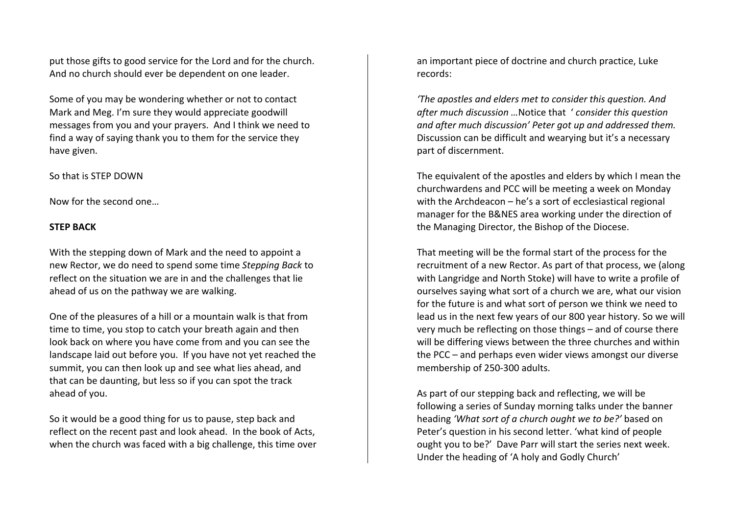put those gifts to good service for the Lord and for the church. And no church should ever be dependent on one leader.

Some of you may be wondering whether or not to contact Mark and Meg. I'm sure they would appreciate goodwill messages from you and your prayers. And I think we need to find a way of saying thank you to them for the service they have given.

So that is STEP DOWN

Now for the second one…

**STEP BACK**

With the stepping down of Mark and the need to appoint a new Rector, we do need to spend some time *Stepping Back* to reflect on the situation we are in and the challenges that lie ahead of us on the pathway we are walking.

One of the pleasures of a hill or a mountain walk is that from time to time, you stop to catch your breath again and then look back on where you have come from and you can see the landscape laid out before you. If you have not yet reached the summit, you can then look up and see what lies ahead, and that can be daunting, but less so if you can spot the track ahead of you.

So it would be a good thing for us to pause, step back and reflect on the recent past and look ahead. In the book of Acts, when the church was faced with a big challenge, this time over an important piece of doctrine and church practice, Luke records:

*'The apostles and elders met to consider this question. And after much discussion …*Notice that ' *consider this question and after much discussion' Peter got up and addressed them.* Discussion can be difficult and wearying but it's a necessary part of discernment.

The equivalent of the apostles and elders by which I mean the churchwardens and PCC will be meeting a week on Monday with the Archdeacon – he's a sort of ecclesiastical regional manager for the B&NES area working under the direction of the Managing Director, the Bishop of the Diocese.

That meeting will be the formal start of the process for the recruitment of a new Rector. As part of that process, we (along with Langridge and North Stoke) will have to write a profile of ourselves saying what sort of a church we are, what our vision for the future is and what sort of person we think we need to lead us in the next few years of our 800 year history. So we will very much be reflecting on those things – and of course there will be differing views between the three churches and within the PCC – and perhaps even wider views amongst our diverse membership of 250-300 adults.

As part of our stepping back and reflecting, we will be following a series of Sunday morning talks under the banner heading *'What sort of a church ought we to be?'* based on Peter's question in his second letter. 'what kind of people ought you to be?' Dave Parr will start the series next week. Under the heading of 'A holy and Godly Church'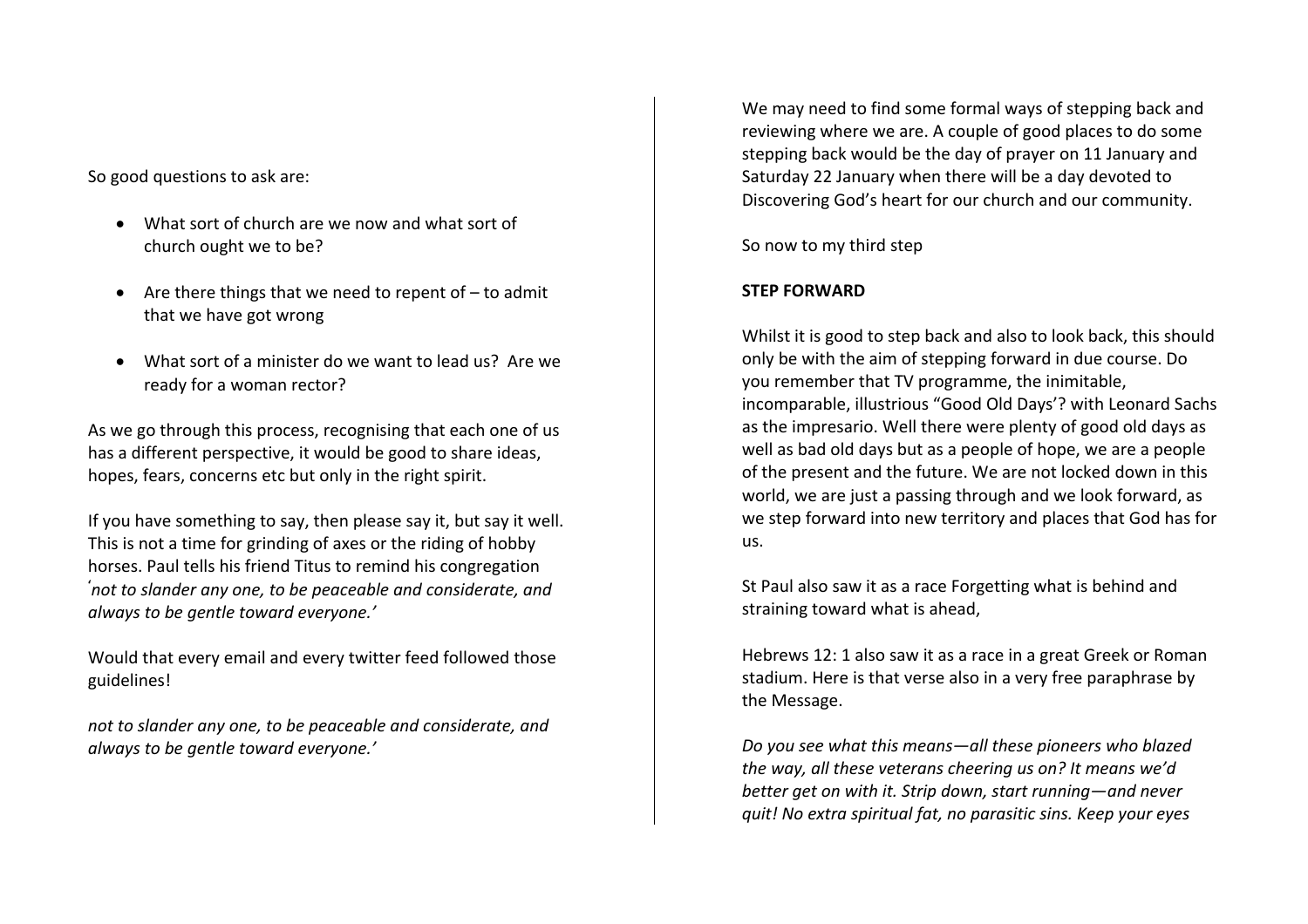So good questions to ask are:

- What sort of church are we now and what sort of church ought we to be?
- Are there things that we need to repent of – to admit that we have got wrong
- What sort of a minister do we want to lead us? Are we ready for a woman rector?

As we go through this process, recognising that each one of us has a different perspective, it would be good to share ideas, hopes, fears, concerns etc but only in the right spirit.

If you have something to say, then please say it, but say it well. This is not a time for grinding of axes or the riding of hobby horses. Paul tells his friend Titus to remind his congregation *'not to slander any one, to be peaceable and considerate, and always to be gentle toward everyone.'*

Would that every email and every twitter feed followed those guidelines!

*not to slander any one, to be peaceable and considerate, and always to be gentle toward everyone.'*

We may need to find some formal ways of stepping back and reviewing where we are. A couple of good places to do some stepping back would be the day of prayer on 11 January and Saturday 22 January when there will be a day devoted to Discovering God's heart for our church and our community.

So now to my third step

**STEP FORWARD**

Whilst it is good to step back and also to look back, this should only be with the aim of stepping forward in due course. Do you remember that TV programme, the inimitable, incomparable, illustrious "Good Old Days'? with Leonard Sachs as the impresario. Well there were plenty of good old days as well as bad old days but as a people of hope, we are a people of the present and the future. We are not locked down in this world, we are just a passing through and we look forward, as we step forward into new territory and places that God has for us.

St Paul also saw it as a race Forgetting what is behind and straining toward what is ahead,

Hebrews 12: 1 also saw it as a race in a great Greek or Roman stadium. Here is that verse also in a very free paraphrase by the Message.

*Do you see what this means—all these pioneers who blazed the way, all these veterans cheering us on? It means we'd better get on with it. Strip down, start running—and never quit! No extra spiritual fat, no parasitic sins. Keep your eyes*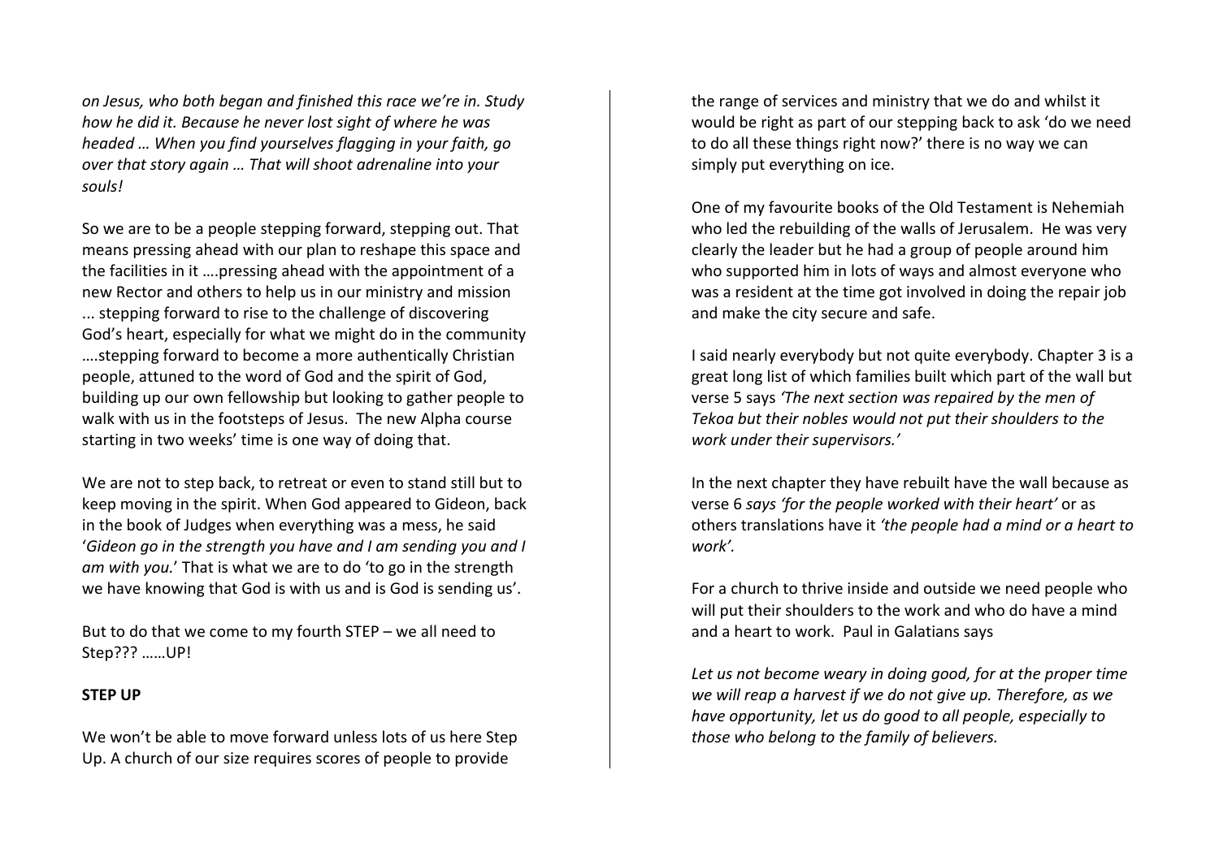*on Jesus, who both began and finished this race we're in. Study how he did it. Because he never lost sight of where he was headed … When you find yourselves flagging in your faith, go over that story again … That will shoot adrenaline into your souls!*

So we are to be a people stepping forward, stepping out. That means pressing ahead with our plan to reshape this space and the facilities in it ….pressing ahead with the appointment of a new Rector and others to help us in our ministry and mission ... stepping forward to rise to the challenge of discovering God's heart, especially for what we might do in the community ….stepping forward to become a more authentically Christian people, attuned to the word of God and the spirit of God, building up our own fellowship but looking to gather people to walk with us in the footsteps of Jesus. The new Alpha course starting in two weeks' time is one way of doing that.

We are not to step back, to retreat or even to stand still but to keep moving in the spirit. When God appeared to Gideon, back in the book of Judges when everything was a mess, he said '*Gideon go in the strength you have and I am sending you and I am with you.*' That is what we are to do 'to go in the strength we have knowing that God is with us and is God is sending us'.

But to do that we come to my fourth STEP – we all need to Step??? ……UP!

**STEP UP**

We won't be able to move forward unless lots of us here Step Up. A church of our size requires scores of people to provide the range of services and ministry that we do and whilst it would be right as part of our stepping back to ask 'do we need to do all these things right now?' there is no way we can simply put everything on ice.

One of my favourite books of the Old Testament is Nehemiah who led the rebuilding of the walls of Jerusalem. He was very clearly the leader but he had a group of people around him who supported him in lots of ways and almost everyone who was a resident at the time got involved in doing the repair job and make the city secure and safe.

I said nearly everybody but not quite everybody. Chapter 3 is a great long list of which families built which part of the wall but verse 5 says *'The next section was repaired by the men of Tekoa but their nobles would not put their shoulders to the work under their supervisors.'*

In the next chapter they have rebuilt have the wall because as verse 6 *says 'for the people worked with their heart'* or as others translations have it *'the people had a mind or a heart to work'.*

For a church to thrive inside and outside we need people who will put their shoulders to the work and who do have a mind and a heart to work. Paul in Galatians says

*Let us not become weary in doing good, for at the proper time we will reap a harvest if we do not give up. Therefore, as we have opportunity, let us do good to all people, especially to those who belong to the family of believers.*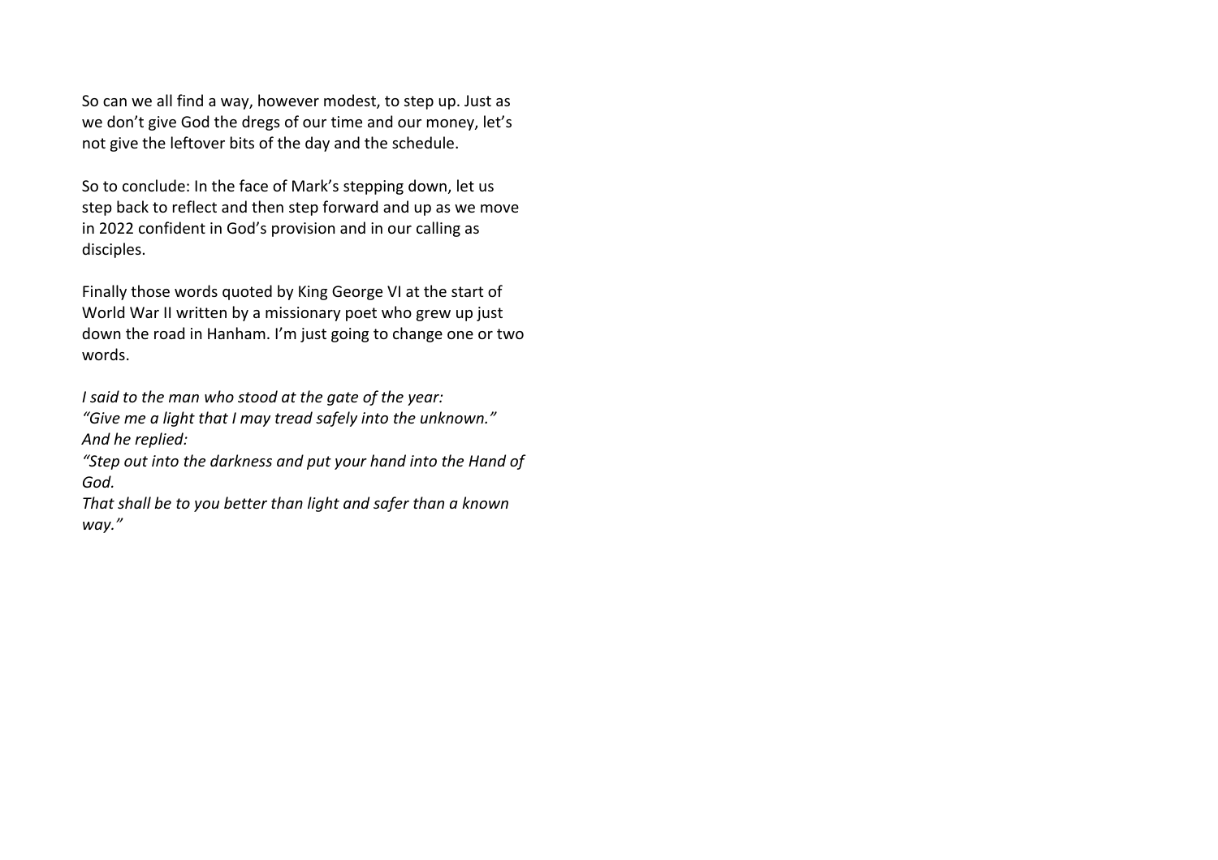So can we all find a way, however modest, to step up. Just as we don't give God the dregs of our time and our money, let's not give the leftover bits of the day and the schedule.

So to conclude: In the face of Mark's stepping down, let us step back to reflect and then step forward and up as we move in 2022 confident in God's provision and in our calling as disciples.

Finally those words quoted by King George VI at the start of World War II written by a missionary poet who grew up just down the road in Hanham. I'm just going to change one or two words.

*I said to the man who stood at the gate of the year:*
*"Give me a light that I may tread safely into the unknown."*
*And he replied:*
*"Step out into the darkness and put your hand into the Hand of God.*
*That shall be to you better than light and safer than a known way."*